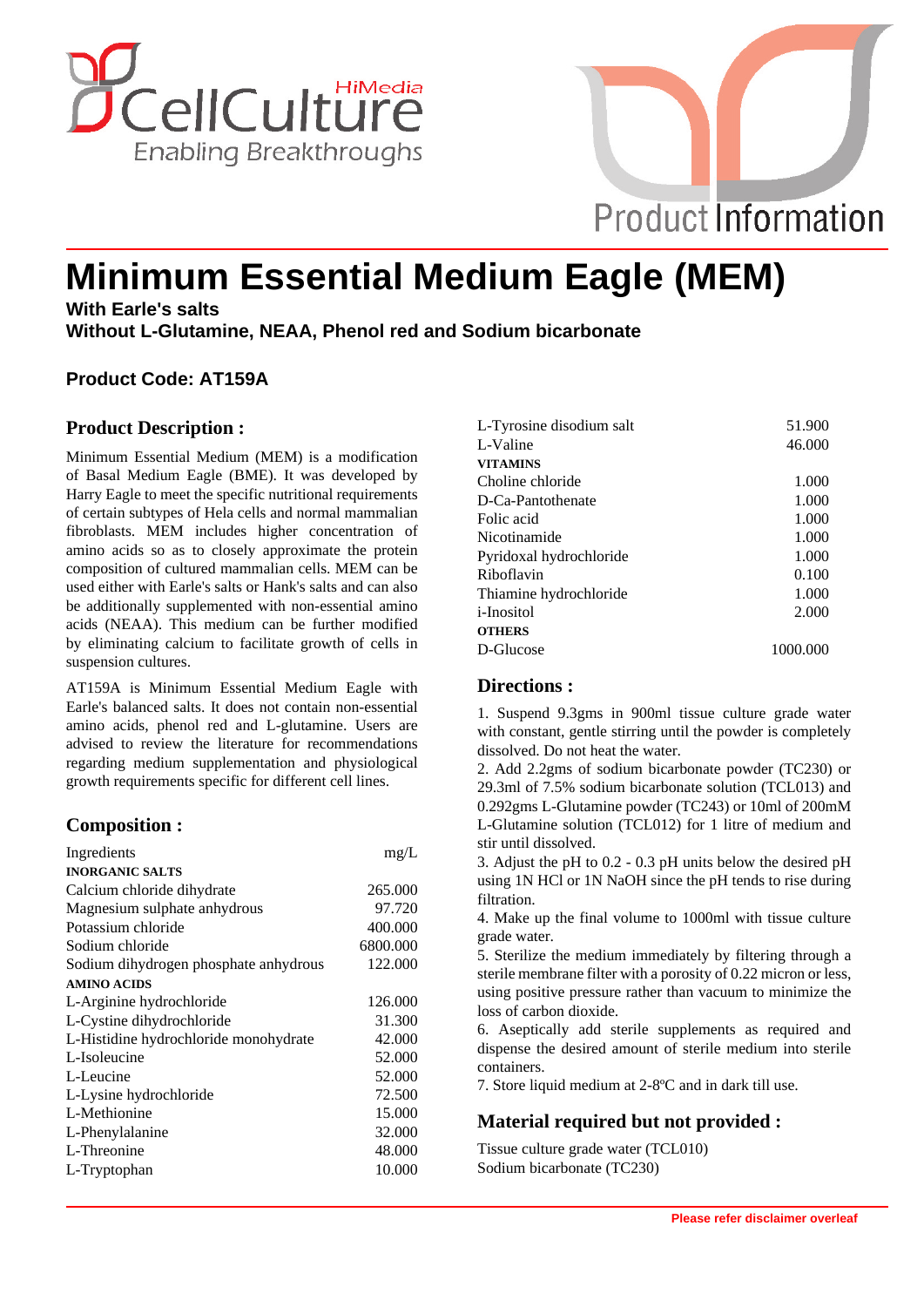# Minimum Essential Medium Eagle (MEM)

**With Earle's salts**
**Without L-Glutamine, NEAA, Phenol red and Sodium bicarbonate**

## Product Code: AT159A

## Product Description :

Minimum Essential Medium (MEM) is a modification of Basal Medium Eagle (BME). It was developed by Harry Eagle to meet the specific nutritional requirements of certain subtypes of Hela cells and normal mammalian fibroblasts. MEM includes higher concentration of amino acids so as to closely approximate the protein composition of cultured mammalian cells. MEM can be used either with Earle's salts or Hank's salts and can also be additionally supplemented with non-essential amino acids (NEAA). This medium can be further modified by eliminating calcium to facilitate growth of cells in suspension cultures.

AT159A is Minimum Essential Medium Eagle with Earle's balanced salts. It does not contain non-essential amino acids, phenol red and L-glutamine. Users are advised to review the literature for recommendations regarding medium supplementation and physiological growth requirements specific for different cell lines.

## Composition :

| Ingredients | mg/L |
|---|---|
| **INORGANIC SALTS** | |
| Calcium chloride dihydrate | 265.000 |
| Magnesium sulphate anhydrous | 97.720 |
| Potassium chloride | 400.000 |
| Sodium chloride | 6800.000 |
| Sodium dihydrogen phosphate anhydrous | 122.000 |
| **AMINO ACIDS** | |
| L-Arginine hydrochloride | 126.000 |
| L-Cystine dihydrochloride | 31.300 |
| L-Histidine hydrochloride monohydrate | 42.000 |
| L-Isoleucine | 52.000 |
| L-Leucine | 52.000 |
| L-Lysine hydrochloride | 72.500 |
| L-Methionine | 15.000 |
| L-Phenylalanine | 32.000 |
| L-Threonine | 48.000 |
| L-Tryptophan | 10.000 |
| L-Tyrosine disodium salt | 51.900 |
| L-Valine | 46.000 |
| **VITAMINS** | |
| Choline chloride | 1.000 |
| D-Ca-Pantothenate | 1.000 |
| Folic acid | 1.000 |
| Nicotinamide | 1.000 |
| Pyridoxal hydrochloride | 1.000 |
| Riboflavin | 0.100 |
| Thiamine hydrochloride | 1.000 |
| i-Inositol | 2.000 |
| **OTHERS** | |
| D-Glucose | 1000.000 |

## Directions :

1. Suspend 9.3gms in 900ml tissue culture grade water with constant, gentle stirring until the powder is completely dissolved. Do not heat the water.
2. Add 2.2gms of sodium bicarbonate powder (TC230) or 29.3ml of 7.5% sodium bicarbonate solution (TCL013) and 0.292gms L-Glutamine powder (TC243) or 10ml of 200mM L-Glutamine solution (TCL012) for 1 litre of medium and stir until dissolved.
3. Adjust the pH to 0.2 - 0.3 pH units below the desired pH using 1N HCl or 1N NaOH since the pH tends to rise during filtration.
4. Make up the final volume to 1000ml with tissue culture grade water.
5. Sterilize the medium immediately by filtering through a sterile membrane filter with a porosity of 0.22 micron or less, using positive pressure rather than vacuum to minimize the loss of carbon dioxide.
6. Aseptically add sterile supplements as required and dispense the desired amount of sterile medium into sterile containers.
7. Store liquid medium at 2-8ºC and in dark till use.

## Material required but not provided :

Tissue culture grade water (TCL010)
Sodium bicarbonate (TC230)

Please refer disclaimer overleaf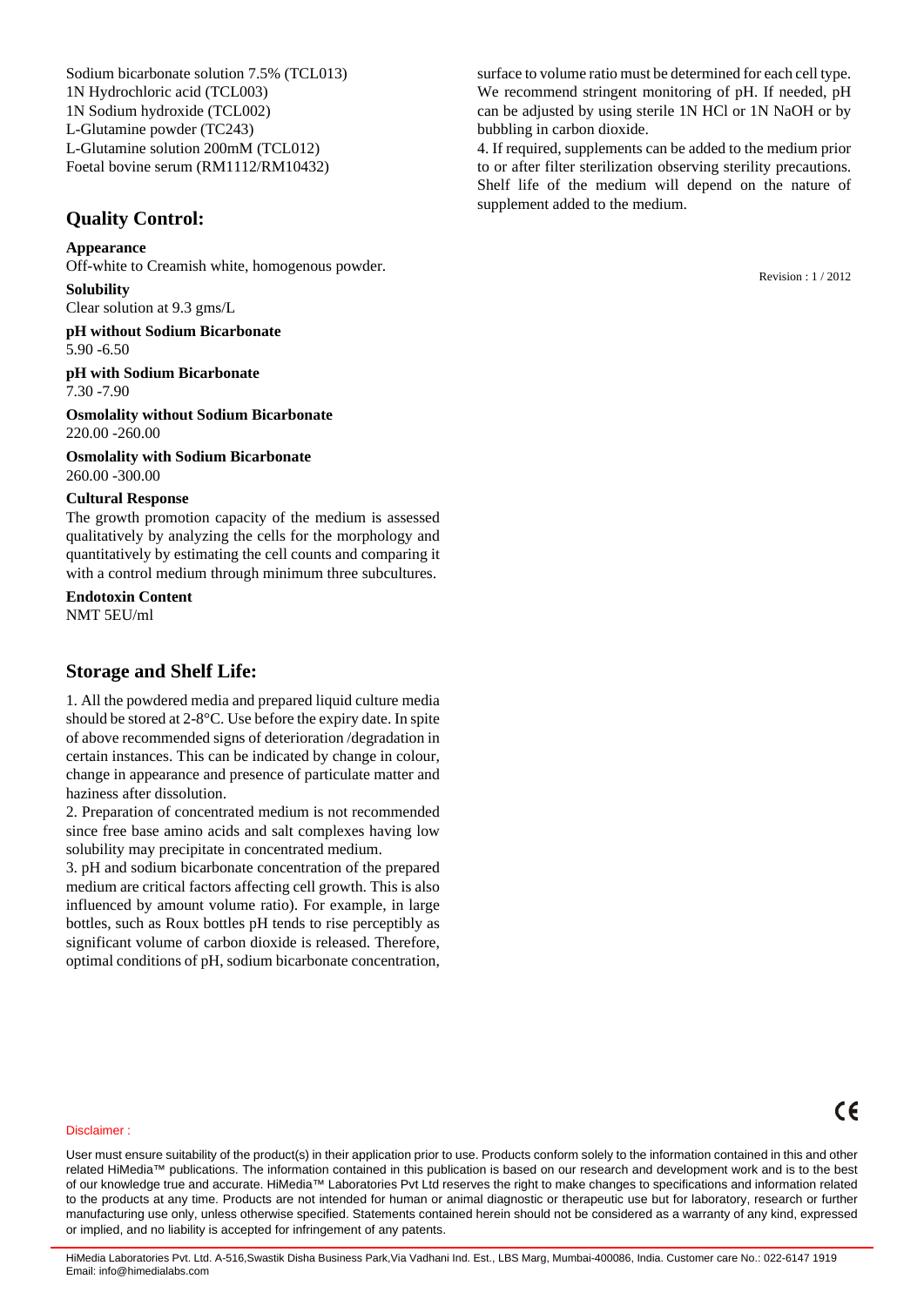Sodium bicarbonate solution 7.5% (TCL013)
1N Hydrochloric acid (TCL003)
1N Sodium hydroxide (TCL002)
L-Glutamine powder (TC243)
L-Glutamine solution 200mM (TCL012)
Foetal bovine serum (RM1112/RM10432)

## Quality Control:

**Appearance**
Off-white to Creamish white, homogenous powder.

**Solubility**
Clear solution at 9.3 gms/L

**pH without Sodium Bicarbonate**
5.90 -6.50

**pH with Sodium Bicarbonate**
7.30 -7.90

**Osmolality without Sodium Bicarbonate**
220.00 -260.00

**Osmolality with Sodium Bicarbonate**
260.00 -300.00

**Cultural Response**
The growth promotion capacity of the medium is assessed qualitatively by analyzing the cells for the morphology and quantitatively by estimating the cell counts and comparing it with a control medium through minimum three subcultures.

**Endotoxin Content**
NMT 5EU/ml

## Storage and Shelf Life:

1. All the powdered media and prepared liquid culture media should be stored at 2-8°C. Use before the expiry date. In spite of above recommended signs of deterioration /degradation in certain instances. This can be indicated by change in colour, change in appearance and presence of particulate matter and haziness after dissolution.
2. Preparation of concentrated medium is not recommended since free base amino acids and salt complexes having low solubility may precipitate in concentrated medium.
3. pH and sodium bicarbonate concentration of the prepared medium are critical factors affecting cell growth. This is also influenced by amount volume ratio). For example, in large bottles, such as Roux bottles pH tends to rise perceptibly as significant volume of carbon dioxide is released. Therefore, optimal conditions of pH, sodium bicarbonate concentration, surface to volume ratio must be determined for each cell type. We recommend stringent monitoring of pH. If needed, pH can be adjusted by using sterile 1N HCl or 1N NaOH or by bubbling in carbon dioxide.
4. If required, supplements can be added to the medium prior to or after filter sterilization observing sterility precautions. Shelf life of the medium will depend on the nature of supplement added to the medium.

Revision : 1 / 2012

CE

Disclaimer :

User must ensure suitability of the product(s) in their application prior to use. Products conform solely to the information contained in this and other related HiMedia™ publications. The information contained in this publication is based on our research and development work and is to the best of our knowledge true and accurate. HiMedia™ Laboratories Pvt Ltd reserves the right to make changes to specifications and information related to the products at any time. Products are not intended for human or animal diagnostic or therapeutic use but for laboratory, research or further manufacturing use only, unless otherwise specified. Statements contained herein should not be considered as a warranty of any kind, expressed or implied, and no liability is accepted for infringement of any patents.

HiMedia Laboratories Pvt. Ltd. A-516,Swastik Disha Business Park,Via Vadhani Ind. Est., LBS Marg, Mumbai-400086, India. Customer care No.: 022-6147 1919 Email: info@himedialabs.com